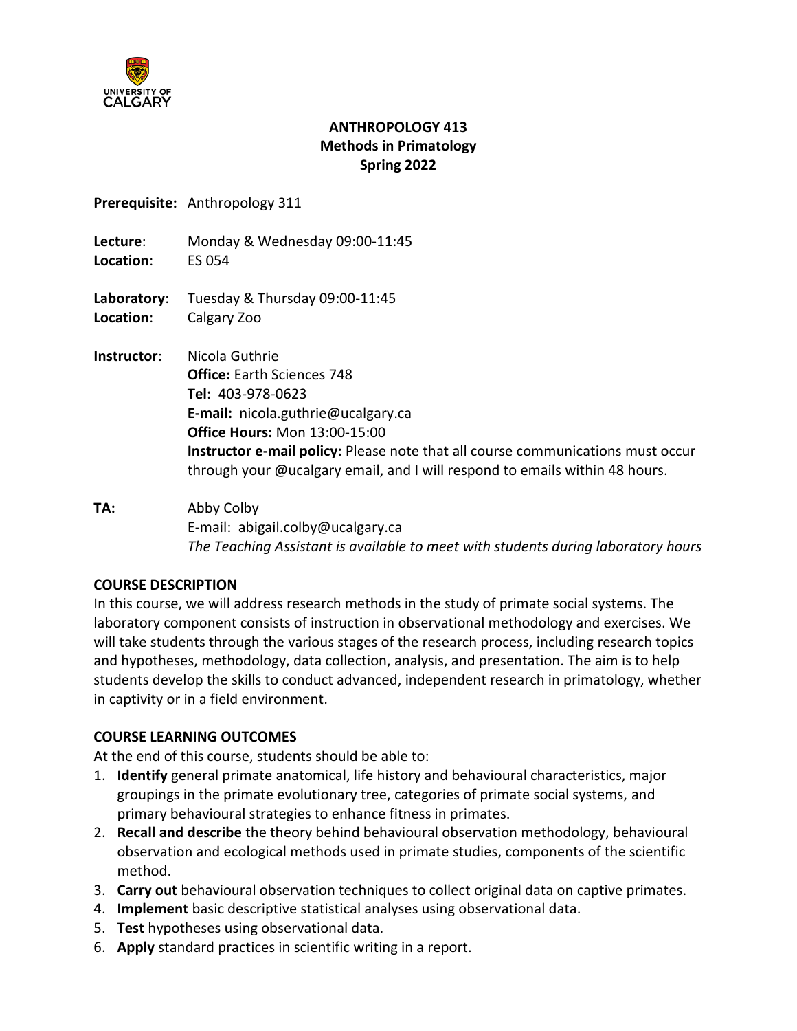# ANTHROPOLOGY 413
## Methods in Primatology
## Spring 2022

**Prerequisite:** Anthropology 311

**Lecture**: Monday & Wednesday 09:00-11:45
**Location**: ES 054

**Laboratory**: Tuesday & Thursday 09:00-11:45
**Location**: Calgary Zoo

**Instructor**: Nicola Guthrie
**Office:** Earth Sciences 748
**Tel:** 403-978-0623
**E-mail:** nicola.guthrie@ucalgary.ca
**Office Hours:** Mon 13:00-15:00
**Instructor e-mail policy:** Please note that all course communications must occur through your @ucalgary email, and I will respond to emails within 48 hours.

**TA:** Abby Colby
E-mail: abigail.colby@ucalgary.ca
*The Teaching Assistant is available to meet with students during laboratory hours*

## COURSE DESCRIPTION

In this course, we will address research methods in the study of primate social systems. The laboratory component consists of instruction in observational methodology and exercises. We will take students through the various stages of the research process, including research topics and hypotheses, methodology, data collection, analysis, and presentation. The aim is to help students develop the skills to conduct advanced, independent research in primatology, whether in captivity or in a field environment.

## COURSE LEARNING OUTCOMES

At the end of this course, students should be able to:

1. **Identify** general primate anatomical, life history and behavioural characteristics, major groupings in the primate evolutionary tree, categories of primate social systems, and primary behavioural strategies to enhance fitness in primates.
2. **Recall and describe** the theory behind behavioural observation methodology, behavioural observation and ecological methods used in primate studies, components of the scientific method.
3. **Carry out** behavioural observation techniques to collect original data on captive primates.
4. **Implement** basic descriptive statistical analyses using observational data.
5. **Test** hypotheses using observational data.
6. **Apply** standard practices in scientific writing in a report.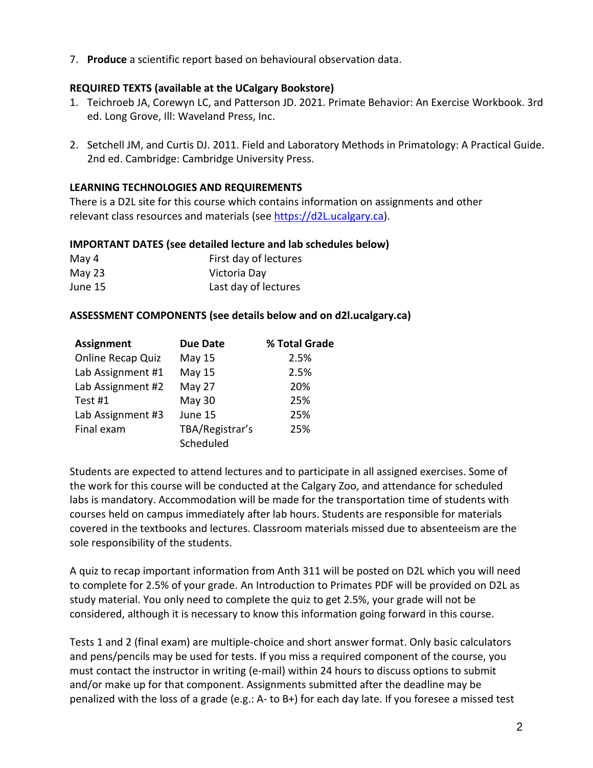7. **Produce** a scientific report based on behavioural observation data.

**REQUIRED TEXTS (available at the UCalgary Bookstore)**

1. Teichroeb JA, Corewyn LC, and Patterson JD. 2021. Primate Behavior: An Exercise Workbook. 3rd ed. Long Grove, Ill: Waveland Press, Inc.

2. Setchell JM, and Curtis DJ. 2011. Field and Laboratory Methods in Primatology: A Practical Guide. 2nd ed. Cambridge: Cambridge University Press.

**LEARNING TECHNOLOGIES AND REQUIREMENTS**

There is a D2L site for this course which contains information on assignments and other relevant class resources and materials (see https://d2L.ucalgary.ca).

**IMPORTANT DATES (see detailed lecture and lab schedules below)**

| | |
|---|---|
| May 4 | First day of lectures |
| May 23 | Victoria Day |
| June 15 | Last day of lectures |

**ASSESSMENT COMPONENTS (see details below and on d2l.ucalgary.ca)**

| Assignment | Due Date | % Total Grade |
|---|---|---|
| Online Recap Quiz | May 15 | 2.5% |
| Lab Assignment #1 | May 15 | 2.5% |
| Lab Assignment #2 | May 27 | 20% |
| Test #1 | May 30 | 25% |
| Lab Assignment #3 | June 15 | 25% |
| Final exam | TBA/Registrar's Scheduled | 25% |

Students are expected to attend lectures and to participate in all assigned exercises. Some of the work for this course will be conducted at the Calgary Zoo, and attendance for scheduled labs is mandatory. Accommodation will be made for the transportation time of students with courses held on campus immediately after lab hours. Students are responsible for materials covered in the textbooks and lectures. Classroom materials missed due to absenteeism are the sole responsibility of the students.

A quiz to recap important information from Anth 311 will be posted on D2L which you will need to complete for 2.5% of your grade. An Introduction to Primates PDF will be provided on D2L as study material. You only need to complete the quiz to get 2.5%, your grade will not be considered, although it is necessary to know this information going forward in this course.

Tests 1 and 2 (final exam) are multiple-choice and short answer format. Only basic calculators and pens/pencils may be used for tests. If you miss a required component of the course, you must contact the instructor in writing (e-mail) within 24 hours to discuss options to submit and/or make up for that component. Assignments submitted after the deadline may be penalized with the loss of a grade (e.g.: A- to B+) for each day late. If you foresee a missed test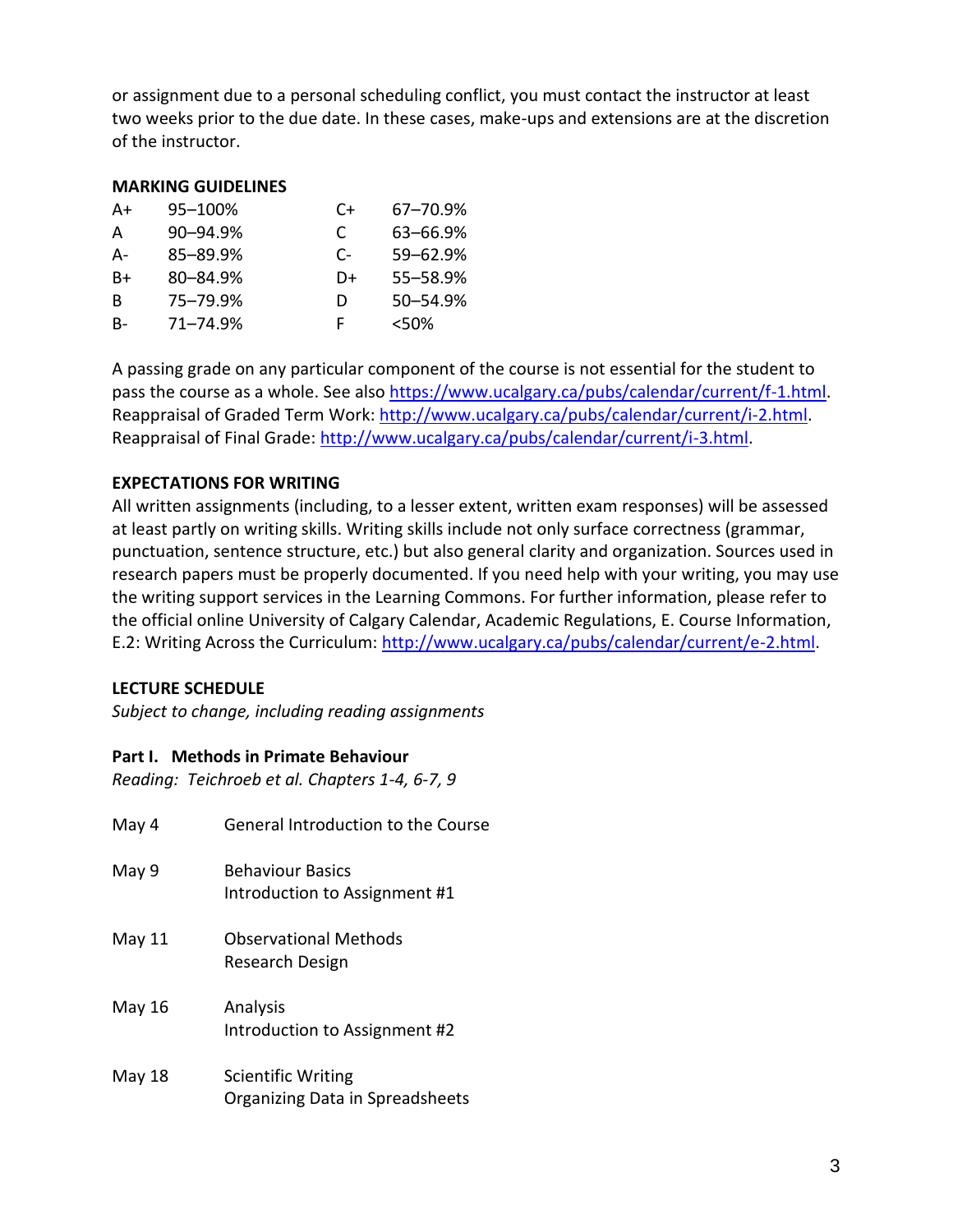or assignment due to a personal scheduling conflict, you must contact the instructor at least two weeks prior to the due date. In these cases, make-ups and extensions are at the discretion of the instructor.

**MARKING GUIDELINES**

| | | | |
|---|---|---|---|
| A+ | 95–100% | C+ | 67–70.9% |
| A | 90–94.9% | C | 63–66.9% |
| A- | 85–89.9% | C- | 59–62.9% |
| B+ | 80–84.9% | D+ | 55–58.9% |
| B | 75–79.9% | D | 50–54.9% |
| B- | 71–74.9% | F | <50% |

A passing grade on any particular component of the course is not essential for the student to pass the course as a whole. See also https://www.ucalgary.ca/pubs/calendar/current/f-1.html.
Reappraisal of Graded Term Work: http://www.ucalgary.ca/pubs/calendar/current/i-2.html.
Reappraisal of Final Grade: http://www.ucalgary.ca/pubs/calendar/current/i-3.html.

**EXPECTATIONS FOR WRITING**

All written assignments (including, to a lesser extent, written exam responses) will be assessed at least partly on writing skills. Writing skills include not only surface correctness (grammar, punctuation, sentence structure, etc.) but also general clarity and organization. Sources used in research papers must be properly documented. If you need help with your writing, you may use the writing support services in the Learning Commons. For further information, please refer to the official online University of Calgary Calendar, Academic Regulations, E. Course Information, E.2: Writing Across the Curriculum: http://www.ucalgary.ca/pubs/calendar/current/e-2.html.

**LECTURE SCHEDULE**

*Subject to change, including reading assignments*

**Part I. Methods in Primate Behaviour**

*Reading: Teichroeb et al. Chapters 1-4, 6-7, 9*

| | |
|---|---|
| May 4 | General Introduction to the Course |
| May 9 | Behaviour Basics<br>Introduction to Assignment #1 |
| May 11 | Observational Methods<br>Research Design |
| May 16 | Analysis<br>Introduction to Assignment #2 |
| May 18 | Scientific Writing<br>Organizing Data in Spreadsheets |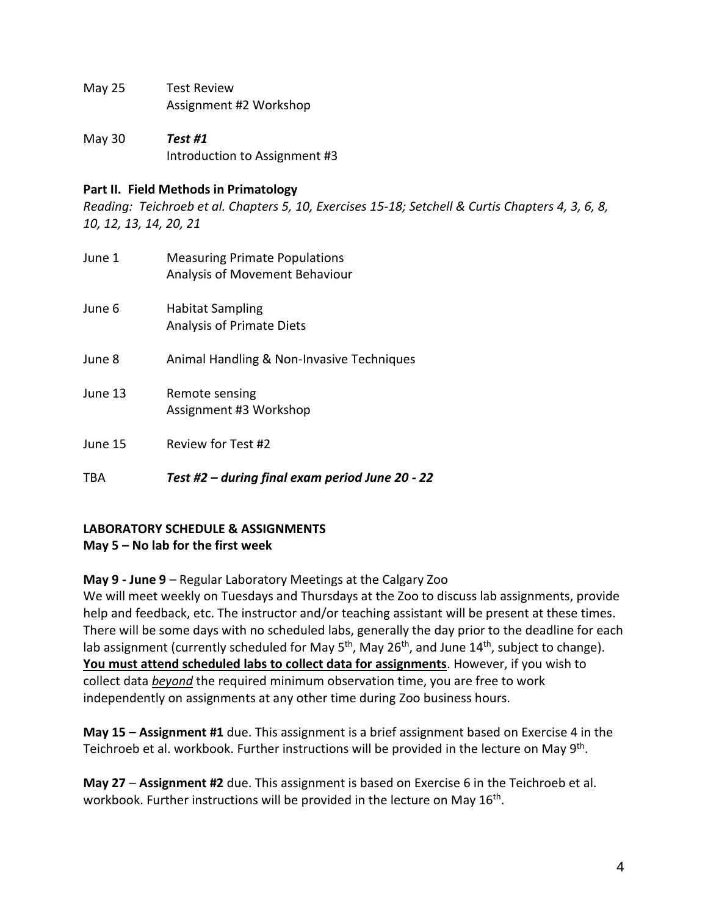May 25 Test Review
Assignment #2 Workshop

May 30 ***Test #1***
Introduction to Assignment #3

**Part II. Field Methods in Primatology**

*Reading: Teichroeb et al. Chapters 5, 10, Exercises 15-18; Setchell & Curtis Chapters 4, 3, 6, 8, 10, 12, 13, 14, 20, 21*

June 1 Measuring Primate Populations
Analysis of Movement Behaviour

June 6 Habitat Sampling
Analysis of Primate Diets

June 8 Animal Handling & Non-Invasive Techniques

June 13 Remote sensing
Assignment #3 Workshop

June 15 Review for Test #2

TBA ***Test #2 – during final exam period June 20 - 22***

**LABORATORY SCHEDULE & ASSIGNMENTS**
**May 5 – No lab for the first week**

**May 9 - June 9** – Regular Laboratory Meetings at the Calgary Zoo

We will meet weekly on Tuesdays and Thursdays at the Zoo to discuss lab assignments, provide help and feedback, etc. The instructor and/or teaching assistant will be present at these times. There will be some days with no scheduled labs, generally the day prior to the deadline for each lab assignment (currently scheduled for May 5th, May 26th, and June 14th, subject to change). **<u>You must attend scheduled labs to collect data for assignments</u>**. However, if you wish to collect data *<u>beyond</u>* the required minimum observation time, you are free to work independently on assignments at any other time during Zoo business hours.

**May 15** – **Assignment #1** due. This assignment is a brief assignment based on Exercise 4 in the Teichroeb et al. workbook. Further instructions will be provided in the lecture on May 9th.

**May 27** – **Assignment #2** due. This assignment is based on Exercise 6 in the Teichroeb et al. workbook. Further instructions will be provided in the lecture on May 16th.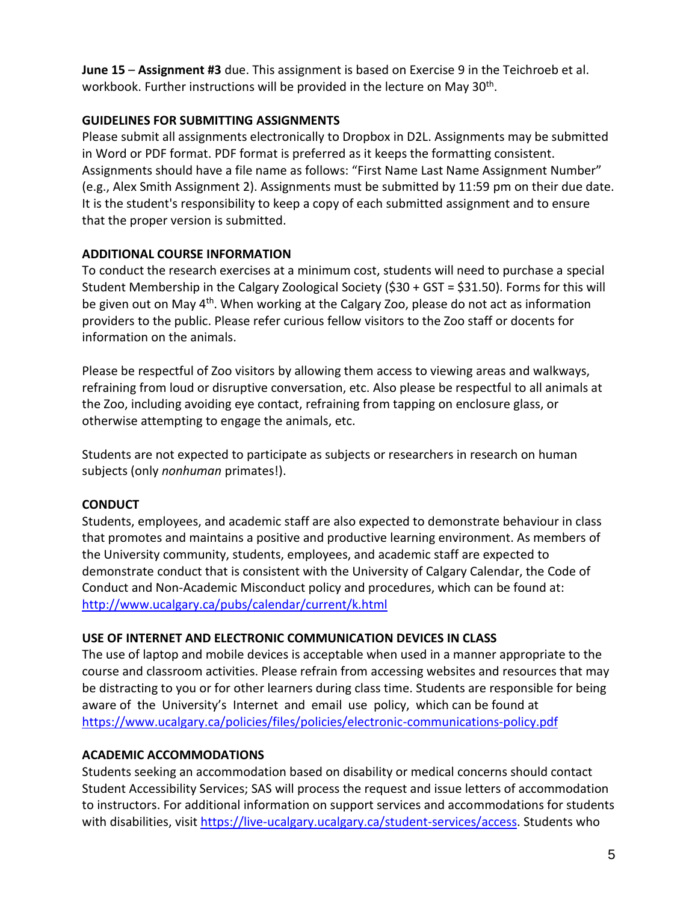**June 15** – **Assignment #3** due. This assignment is based on Exercise 9 in the Teichroeb et al. workbook. Further instructions will be provided in the lecture on May 30th.

## GUIDELINES FOR SUBMITTING ASSIGNMENTS

Please submit all assignments electronically to Dropbox in D2L. Assignments may be submitted in Word or PDF format. PDF format is preferred as it keeps the formatting consistent. Assignments should have a file name as follows: "First Name Last Name Assignment Number" (e.g., Alex Smith Assignment 2). Assignments must be submitted by 11:59 pm on their due date. It is the student's responsibility to keep a copy of each submitted assignment and to ensure that the proper version is submitted.

## ADDITIONAL COURSE INFORMATION

To conduct the research exercises at a minimum cost, students will need to purchase a special Student Membership in the Calgary Zoological Society ($30 + GST = $31.50). Forms for this will be given out on May 4th. When working at the Calgary Zoo, please do not act as information providers to the public. Please refer curious fellow visitors to the Zoo staff or docents for information on the animals.

Please be respectful of Zoo visitors by allowing them access to viewing areas and walkways, refraining from loud or disruptive conversation, etc. Also please be respectful to all animals at the Zoo, including avoiding eye contact, refraining from tapping on enclosure glass, or otherwise attempting to engage the animals, etc.

Students are not expected to participate as subjects or researchers in research on human subjects (only *nonhuman* primates!).

## CONDUCT

Students, employees, and academic staff are also expected to demonstrate behaviour in class that promotes and maintains a positive and productive learning environment. As members of the University community, students, employees, and academic staff are expected to demonstrate conduct that is consistent with the University of Calgary Calendar, the Code of Conduct and Non-Academic Misconduct policy and procedures, which can be found at: http://www.ucalgary.ca/pubs/calendar/current/k.html

## USE OF INTERNET AND ELECTRONIC COMMUNICATION DEVICES IN CLASS

The use of laptop and mobile devices is acceptable when used in a manner appropriate to the course and classroom activities. Please refrain from accessing websites and resources that may be distracting to you or for other learners during class time. Students are responsible for being aware of the University's Internet and email use policy, which can be found at https://www.ucalgary.ca/policies/files/policies/electronic-communications-policy.pdf

## ACADEMIC ACCOMMODATIONS

Students seeking an accommodation based on disability or medical concerns should contact Student Accessibility Services; SAS will process the request and issue letters of accommodation to instructors. For additional information on support services and accommodations for students with disabilities, visit https://live-ucalgary.ucalgary.ca/student-services/access. Students who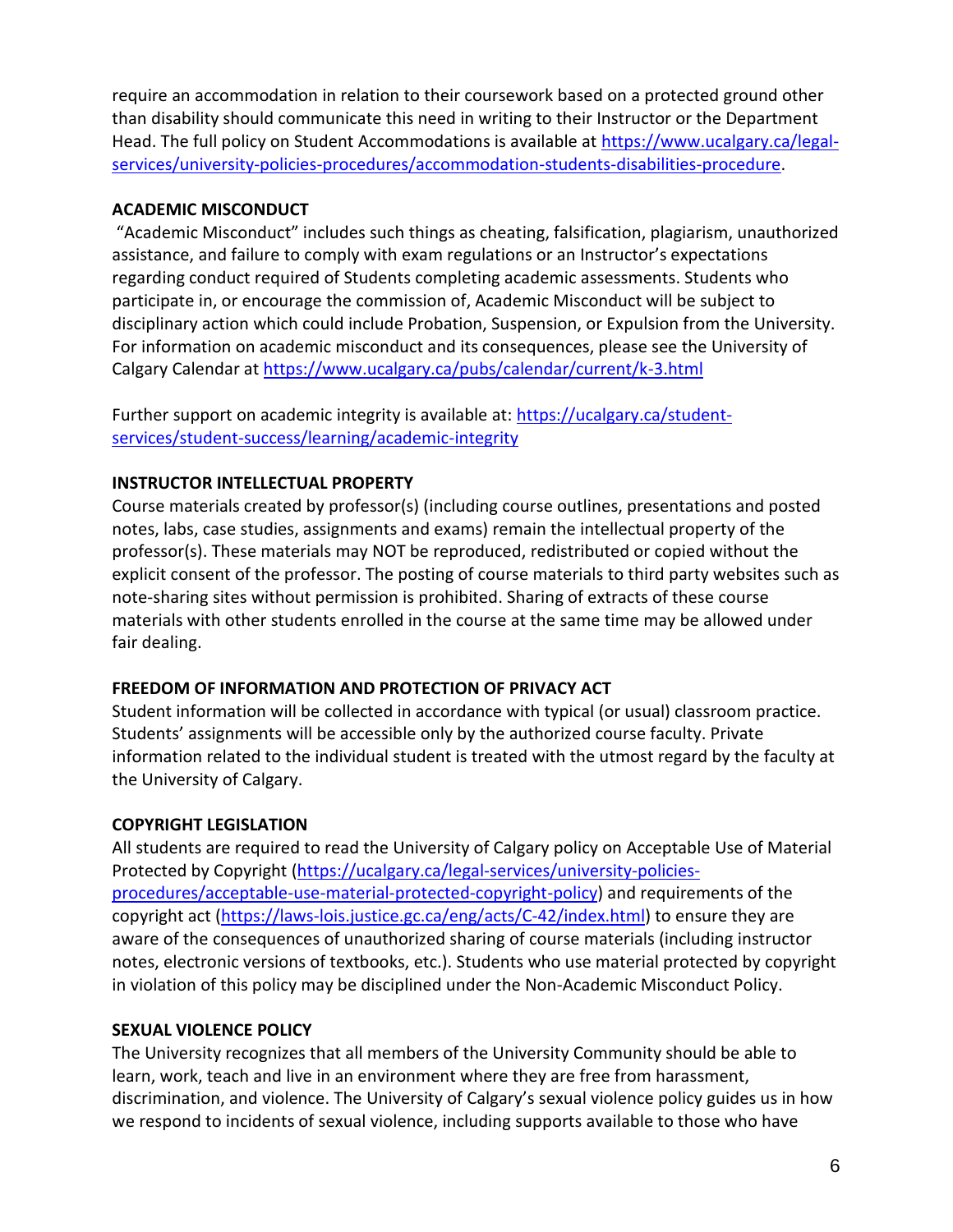require an accommodation in relation to their coursework based on a protected ground other than disability should communicate this need in writing to their Instructor or the Department Head. The full policy on Student Accommodations is available at https://www.ucalgary.ca/legal-services/university-policies-procedures/accommodation-students-disabilities-procedure.

**ACADEMIC MISCONDUCT**

"Academic Misconduct" includes such things as cheating, falsification, plagiarism, unauthorized assistance, and failure to comply with exam regulations or an Instructor's expectations regarding conduct required of Students completing academic assessments. Students who participate in, or encourage the commission of, Academic Misconduct will be subject to disciplinary action which could include Probation, Suspension, or Expulsion from the University. For information on academic misconduct and its consequences, please see the University of Calgary Calendar at https://www.ucalgary.ca/pubs/calendar/current/k-3.html

Further support on academic integrity is available at: https://ucalgary.ca/student-services/student-success/learning/academic-integrity

**INSTRUCTOR INTELLECTUAL PROPERTY**

Course materials created by professor(s) (including course outlines, presentations and posted notes, labs, case studies, assignments and exams) remain the intellectual property of the professor(s). These materials may NOT be reproduced, redistributed or copied without the explicit consent of the professor. The posting of course materials to third party websites such as note-sharing sites without permission is prohibited. Sharing of extracts of these course materials with other students enrolled in the course at the same time may be allowed under fair dealing.

**FREEDOM OF INFORMATION AND PROTECTION OF PRIVACY ACT**

Student information will be collected in accordance with typical (or usual) classroom practice. Students' assignments will be accessible only by the authorized course faculty. Private information related to the individual student is treated with the utmost regard by the faculty at the University of Calgary.

**COPYRIGHT LEGISLATION**

All students are required to read the University of Calgary policy on Acceptable Use of Material Protected by Copyright (https://ucalgary.ca/legal-services/university-policies-procedures/acceptable-use-material-protected-copyright-policy) and requirements of the copyright act (https://laws-lois.justice.gc.ca/eng/acts/C-42/index.html) to ensure they are aware of the consequences of unauthorized sharing of course materials (including instructor notes, electronic versions of textbooks, etc.). Students who use material protected by copyright in violation of this policy may be disciplined under the Non-Academic Misconduct Policy.

**SEXUAL VIOLENCE POLICY**

The University recognizes that all members of the University Community should be able to learn, work, teach and live in an environment where they are free from harassment, discrimination, and violence. The University of Calgary's sexual violence policy guides us in how we respond to incidents of sexual violence, including supports available to those who have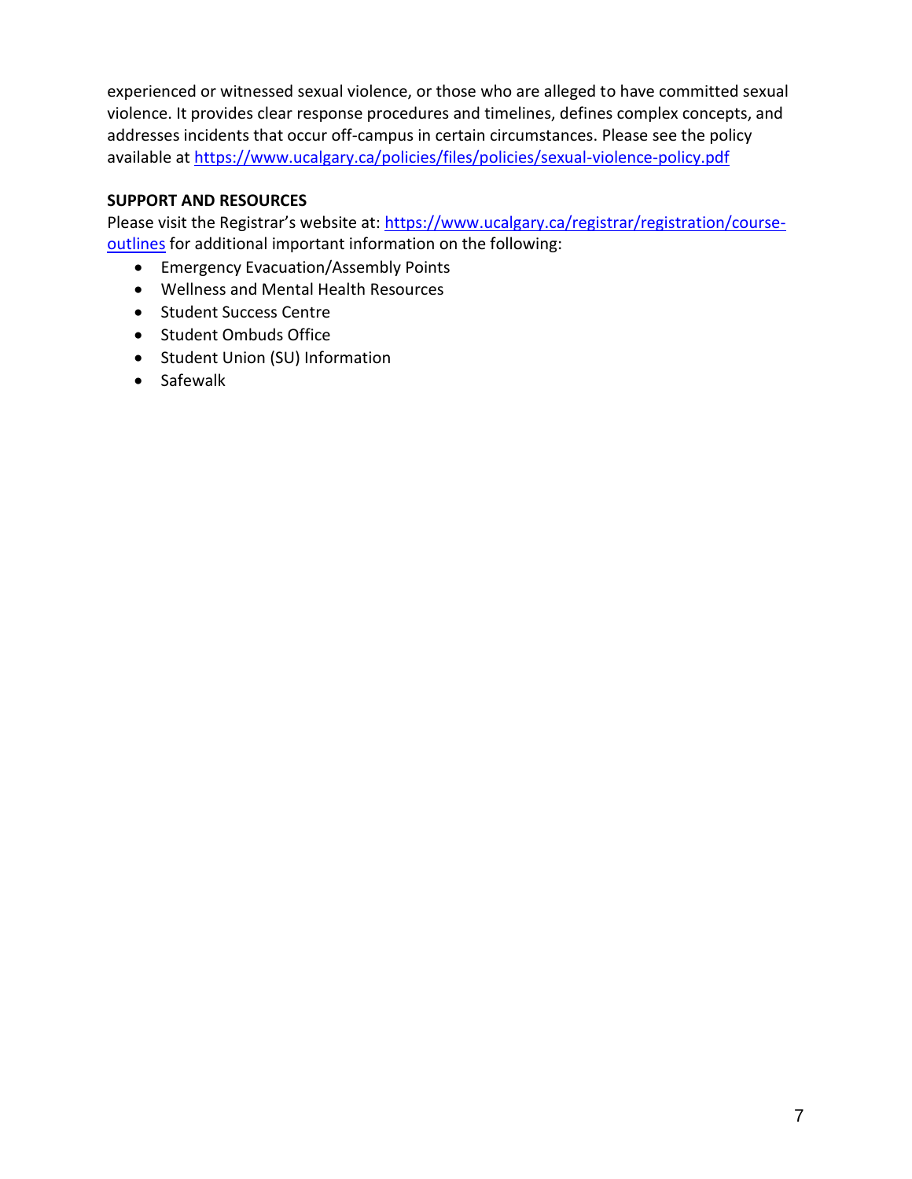experienced or witnessed sexual violence, or those who are alleged to have committed sexual violence. It provides clear response procedures and timelines, defines complex concepts, and addresses incidents that occur off-campus in certain circumstances. Please see the policy available at https://www.ucalgary.ca/policies/files/policies/sexual-violence-policy.pdf

**SUPPORT AND RESOURCES**

Please visit the Registrar's website at: https://www.ucalgary.ca/registrar/registration/course-outlines for additional important information on the following:

- Emergency Evacuation/Assembly Points
- Wellness and Mental Health Resources
- Student Success Centre
- Student Ombuds Office
- Student Union (SU) Information
- Safewalk